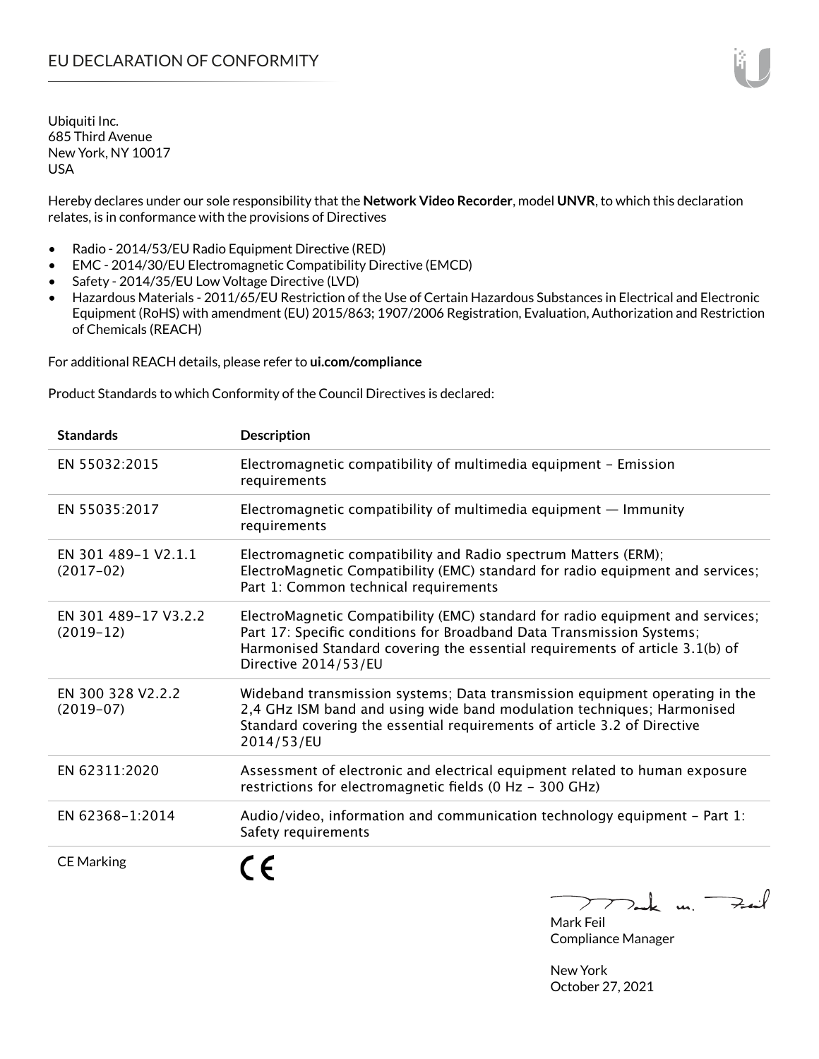# EU DECLARATION OF CONFORMITY

Ubiquiti Inc.
685 Third Avenue
New York, NY 10017
USA

Hereby declares under our sole responsibility that the **Network Video Recorder**, model **UNVR**, to which this declaration relates, is in conformance with the provisions of Directives

- Radio - 2014/53/EU Radio Equipment Directive (RED)
- EMC - 2014/30/EU Electromagnetic Compatibility Directive (EMCD)
- Safety - 2014/35/EU Low Voltage Directive (LVD)
- Hazardous Materials - 2011/65/EU Restriction of the Use of Certain Hazardous Substances in Electrical and Electronic Equipment (RoHS) with amendment (EU) 2015/863; 1907/2006 Registration, Evaluation, Authorization and Restriction of Chemicals (REACH)

For additional REACH details, please refer to **ui.com/compliance**

Product Standards to which Conformity of the Council Directives is declared:

| Standards | Description |
|---|---|
| EN 55032:2015 | Electromagnetic compatibility of multimedia equipment – Emission requirements |
| EN 55035:2017 | Electromagnetic compatibility of multimedia equipment — Immunity requirements |
| EN 301 489-1 V2.1.1 (2017-02) | Electromagnetic compatibility and Radio spectrum Matters (ERM); ElectroMagnetic Compatibility (EMC) standard for radio equipment and services; Part 1: Common technical requirements |
| EN 301 489-17 V3.2.2 (2019-12) | ElectroMagnetic Compatibility (EMC) standard for radio equipment and services; Part 17: Specific conditions for Broadband Data Transmission Systems; Harmonised Standard covering the essential requirements of article 3.1(b) of Directive 2014/53/EU |
| EN 300 328 V2.2.2 (2019-07) | Wideband transmission systems; Data transmission equipment operating in the 2,4 GHz ISM band and using wide band modulation techniques; Harmonised Standard covering the essential requirements of article 3.2 of Directive 2014/53/EU |
| EN 62311:2020 | Assessment of electronic and electrical equipment related to human exposure restrictions for electromagnetic fields (0 Hz - 300 GHz) |
| EN 62368-1:2014 | Audio/video, information and communication technology equipment - Part 1: Safety requirements |
| CE Marking | CE |

Mark Feil
Compliance Manager

New York
October 27, 2021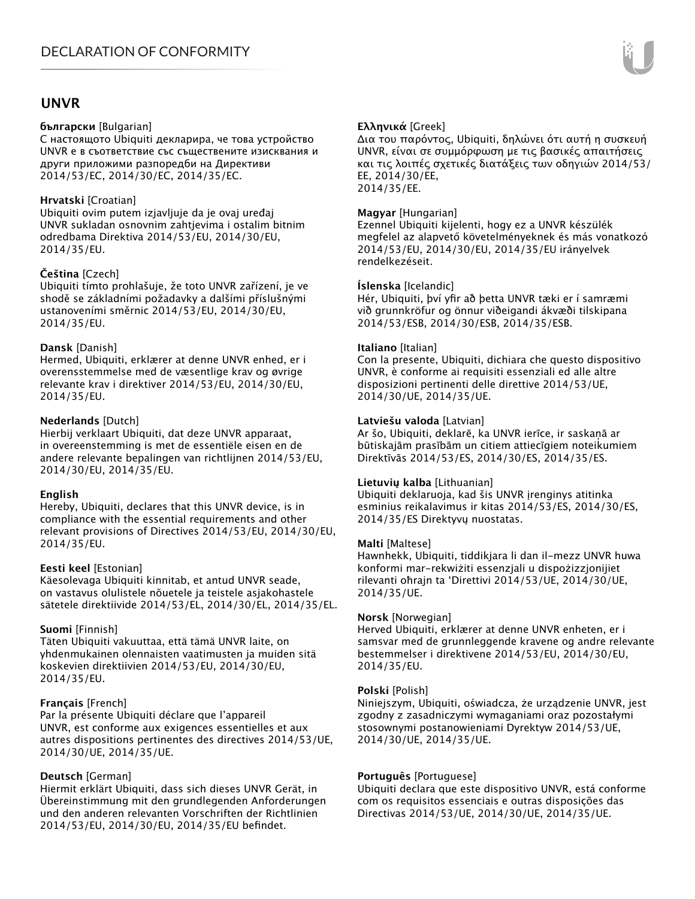# DECLARATION OF CONFORMITY

## UNVR

**български** [Bulgarian]
С настоящото Ubiquiti декларира, че това устройство UNVR е в съответствие със съществените изисквания и други приложими разпоредби на Директиви 2014/53/EC, 2014/30/EC, 2014/35/EC.

**Hrvatski** [Croatian]
Ubiquiti ovim putem izjavljuje da je ovaj uređaj UNVR sukladan osnovnim zahtjevima i ostalim bitnim odredbama Direktiva 2014/53/EU, 2014/30/EU, 2014/35/EU.

**Čeština** [Czech]
Ubiquiti tímto prohlašuje, že toto UNVR zařízení, je ve shodě se základními požadavky a dalšími příslušnými ustanoveními směrnic 2014/53/EU, 2014/30/EU, 2014/35/EU.

**Dansk** [Danish]
Hermed, Ubiquiti, erklærer at denne UNVR enhed, er i overensstemmelse med de væsentlige krav og øvrige relevante krav i direktiver 2014/53/EU, 2014/30/EU, 2014/35/EU.

**Nederlands** [Dutch]
Hierbij verklaart Ubiquiti, dat deze UNVR apparaat, in overeenstemming is met de essentiële eisen en de andere relevante bepalingen van richtlijnen 2014/53/EU, 2014/30/EU, 2014/35/EU.

**English**
Hereby, Ubiquiti, declares that this UNVR device, is in compliance with the essential requirements and other relevant provisions of Directives 2014/53/EU, 2014/30/EU, 2014/35/EU.

**Eesti keel** [Estonian]
Käesolevaga Ubiquiti kinnitab, et antud UNVR seade, on vastavus olulistele nõuetele ja teistele asjakohastele sätetele direktiivide 2014/53/EL, 2014/30/EL, 2014/35/EL.

**Suomi** [Finnish]
Täten Ubiquiti vakuuttaa, että tämä UNVR laite, on yhdenmukainen olennaisten vaatimusten ja muiden sitä koskevien direktiivien 2014/53/EU, 2014/30/EU, 2014/35/EU.

**Français** [French]
Par la présente Ubiquiti déclare que l'appareil UNVR, est conforme aux exigences essentielles et aux autres dispositions pertinentes des directives 2014/53/UE, 2014/30/UE, 2014/35/UE.

**Deutsch** [German]
Hiermit erklärt Ubiquiti, dass sich dieses UNVR Gerät, in Übereinstimmung mit den grundlegenden Anforderungen und den anderen relevanten Vorschriften der Richtlinien 2014/53/EU, 2014/30/EU, 2014/35/EU befindet.

**Ελληνικά** [Greek]
Δια του παρόντος, Ubiquiti, δηλώνει ότι αυτή η συσκευή UNVR, είναι σε συμμόρφωση με τις βασικές απαιτήσεις και τις λοιπές σχετικές διατάξεις των οδηγιών 2014/53/EE, 2014/30/EE, 2014/35/EE.

**Magyar** [Hungarian]
Ezennel Ubiquiti kijelenti, hogy ez a UNVR készülék megfelel az alapvető követelményeknek és más vonatkozó 2014/53/EU, 2014/30/EU, 2014/35/EU irányelvek rendelkezéseit.

**Íslenska** [Icelandic]
Hér, Ubiquiti, því yfir að þetta UNVR tæki er í samræmi við grunnkröfur og önnur viðeigandi ákvæði tilskipana 2014/53/ESB, 2014/30/ESB, 2014/35/ESB.

**Italiano** [Italian]
Con la presente, Ubiquiti, dichiara che questo dispositivo UNVR, è conforme ai requisiti essenziali ed alle altre disposizioni pertinenti delle direttive 2014/53/UE, 2014/30/UE, 2014/35/UE.

**Latviešu valoda** [Latvian]
Ar šo, Ubiquiti, deklarē, ka UNVR ierīce, ir saskaņā ar būtiskajām prasībām un citiem attiecīgiem noteikumiem Direktīvās 2014/53/ES, 2014/30/ES, 2014/35/ES.

**Lietuvių kalba** [Lithuanian]
Ubiquiti deklaruoja, kad šis UNVR įrenginys atitinka esminius reikalavimus ir kitas 2014/53/ES, 2014/30/ES, 2014/35/ES Direktyvų nuostatas.

**Malti** [Maltese]
Hawnhekk, Ubiquiti, tiddikjara li dan il-mezz UNVR huwa konformi mar-rekwiżiti essenzjali u dispożizzjonijiet rilevanti oħrajn ta 'Direttivi 2014/53/UE, 2014/30/UE, 2014/35/UE.

**Norsk** [Norwegian]
Herved Ubiquiti, erklærer at denne UNVR enheten, er i samsvar med de grunnleggende kravene og andre relevante bestemmelser i direktivene 2014/53/EU, 2014/30/EU, 2014/35/EU.

**Polski** [Polish]
Niniejszym, Ubiquiti, oświadcza, że urządzenie UNVR, jest zgodny z zasadniczymi wymaganiami oraz pozostałymi stosownymi postanowieniami Dyrektyw 2014/53/UE, 2014/30/UE, 2014/35/UE.

**Português** [Portuguese]
Ubiquiti declara que este dispositivo UNVR, está conforme com os requisitos essenciais e outras disposições das Directivas 2014/53/UE, 2014/30/UE, 2014/35/UE.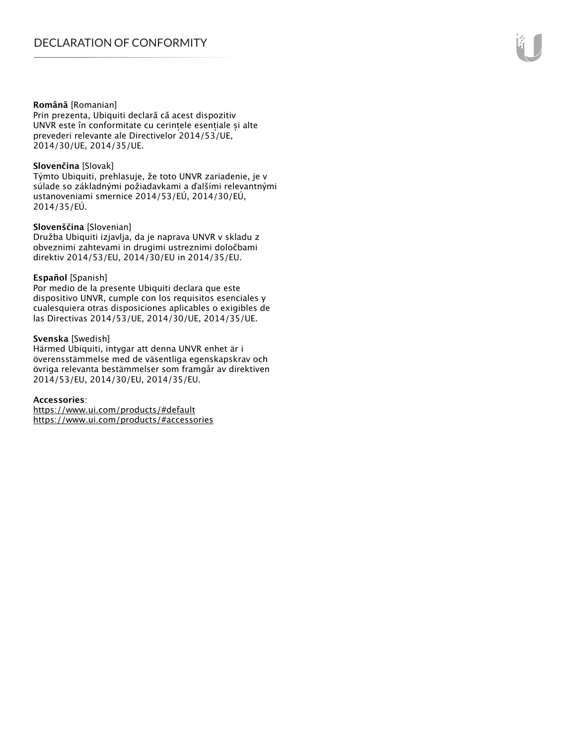**Română** [Romanian]
Prin prezenta, Ubiquiti declară că acest dispozitiv UNVR este în conformitate cu cerințele esențiale și alte prevederi relevante ale Directivelor 2014/53/UE, 2014/30/UE, 2014/35/UE.

**Slovenčina** [Slovak]
Týmto Ubiquiti, prehlasuje, že toto UNVR zariadenie, je v súlade so základnými požiadavkami a ďalšími relevantnými ustanoveniami smernice 2014/53/EÚ, 2014/30/EÚ, 2014/35/EÚ.

**Slovenščina** [Slovenian]
Družba Ubiquiti izjavlja, da je naprava UNVR v skladu z obveznimi zahtevami in drugimi ustreznimi določbami direktiv 2014/53/EU, 2014/30/EU in 2014/35/EU.

**Español** [Spanish]
Por medio de la presente Ubiquiti declara que este dispositivo UNVR, cumple con los requisitos esenciales y cualesquiera otras disposiciones aplicables o exigibles de las Directivas 2014/53/UE, 2014/30/UE, 2014/35/UE.

**Svenska** [Swedish]
Härmed Ubiquiti, intygar att denna UNVR enhet är i överensstämmelse med de väsentliga egenskapskrav och övriga relevanta bestämmelser som framgår av direktiven 2014/53/EU, 2014/30/EU, 2014/35/EU.

**Accessories**:
https://www.ui.com/products/#default
https://www.ui.com/products/#accessories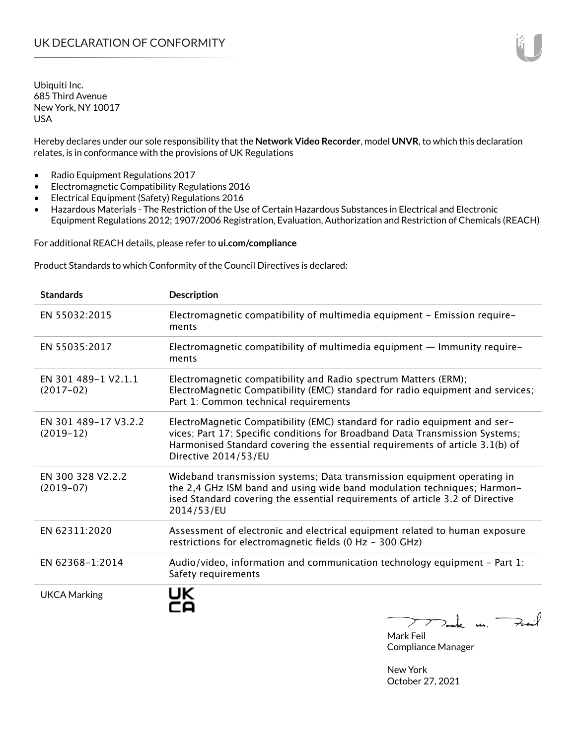# UK DECLARATION OF CONFORMITY

Ubiquiti Inc.
685 Third Avenue
New York, NY 10017
USA

Hereby declares under our sole responsibility that the **Network Video Recorder**, model **UNVR**, to which this declaration relates, is in conformance with the provisions of UK Regulations

- Radio Equipment Regulations 2017
- Electromagnetic Compatibility Regulations 2016
- Electrical Equipment (Safety) Regulations 2016
- Hazardous Materials - The Restriction of the Use of Certain Hazardous Substances in Electrical and Electronic Equipment Regulations 2012; 1907/2006 Registration, Evaluation, Authorization and Restriction of Chemicals (REACH)

For additional REACH details, please refer to **ui.com/compliance**

Product Standards to which Conformity of the Council Directives is declared:

| Standards | Description |
|---|---|
| EN 55032:2015 | Electromagnetic compatibility of multimedia equipment - Emission requirements |
| EN 55035:2017 | Electromagnetic compatibility of multimedia equipment — Immunity requirements |
| EN 301 489-1 V2.1.1 (2017-02) | Electromagnetic compatibility and Radio spectrum Matters (ERM); ElectroMagnetic Compatibility (EMC) standard for radio equipment and services; Part 1: Common technical requirements |
| EN 301 489-17 V3.2.2 (2019-12) | ElectroMagnetic Compatibility (EMC) standard for radio equipment and services; Part 17: Specific conditions for Broadband Data Transmission Systems; Harmonised Standard covering the essential requirements of article 3.1(b) of Directive 2014/53/EU |
| EN 300 328 V2.2.2 (2019-07) | Wideband transmission systems; Data transmission equipment operating in the 2,4 GHz ISM band and using wide band modulation techniques; Harmonised Standard covering the essential requirements of article 3.2 of Directive 2014/53/EU |
| EN 62311:2020 | Assessment of electronic and electrical equipment related to human exposure restrictions for electromagnetic fields (0 Hz - 300 GHz) |
| EN 62368-1:2014 | Audio/video, information and communication technology equipment - Part 1: Safety requirements |
| UKCA Marking | UK CA |

Mark Feil
Compliance Manager

New York
October 27, 2021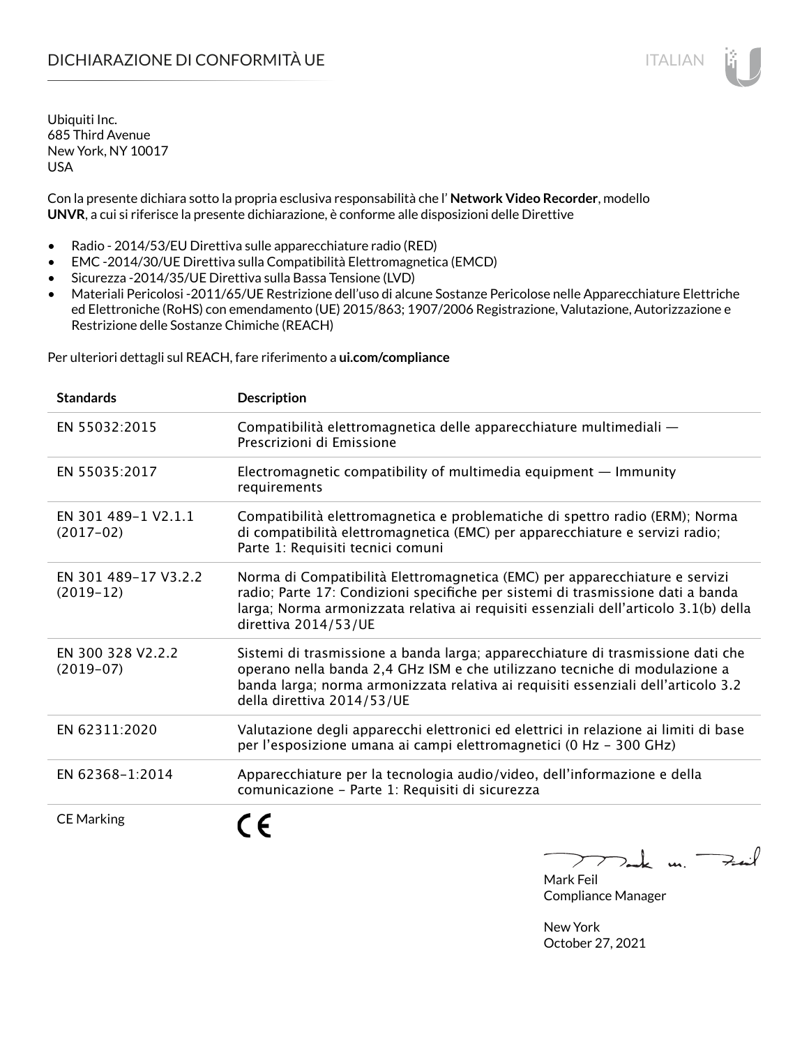# DICHIARAZIONE DI CONFORMITÀ UE

Ubiquiti Inc.
685 Third Avenue
New York, NY 10017
USA

Con la presente dichiara sotto la propria esclusiva responsabilità che l' **Network Video Recorder**, modello **UNVR**, a cui si riferisce la presente dichiarazione, è conforme alle disposizioni delle Direttive

- Radio - 2014/53/EU Direttiva sulle apparecchiature radio (RED)
- EMC -2014/30/UE Direttiva sulla Compatibilità Elettromagnetica (EMCD)
- Sicurezza -2014/35/UE Direttiva sulla Bassa Tensione (LVD)
- Materiali Pericolosi -2011/65/UE Restrizione dell'uso di alcune Sostanze Pericolose nelle Apparecchiature Elettriche ed Elettroniche (RoHS) con emendamento (UE) 2015/863; 1907/2006 Registrazione, Valutazione, Autorizzazione e Restrizione delle Sostanze Chimiche (REACH)

Per ulteriori dettagli sul REACH, fare riferimento a **ui.com/compliance**

| Standards | Description |
|---|---|
| EN 55032:2015 | Compatibilità elettromagnetica delle apparecchiature multimediali — Prescrizioni di Emissione |
| EN 55035:2017 | Electromagnetic compatibility of multimedia equipment — Immunity requirements |
| EN 301 489-1 V2.1.1 (2017-02) | Compatibilità elettromagnetica e problematiche di spettro radio (ERM); Norma di compatibilità elettromagnetica (EMC) per apparecchiature e servizi radio; Parte 1: Requisiti tecnici comuni |
| EN 301 489-17 V3.2.2 (2019-12) | Norma di Compatibilità Elettromagnetica (EMC) per apparecchiature e servizi radio; Parte 17: Condizioni specifiche per sistemi di trasmissione dati a banda larga; Norma armonizzata relativa ai requisiti essenziali dell'articolo 3.1(b) della direttiva 2014/53/UE |
| EN 300 328 V2.2.2 (2019-07) | Sistemi di trasmissione a banda larga; apparecchiature di trasmissione dati che operano nella banda 2,4 GHz ISM e che utilizzano tecniche di modulazione a banda larga; norma armonizzata relativa ai requisiti essenziali dell'articolo 3.2 della direttiva 2014/53/UE |
| EN 62311:2020 | Valutazione degli apparecchi elettronici ed elettrici in relazione ai limiti di base per l'esposizione umana ai campi elettromagnetici (0 Hz - 300 GHz) |
| EN 62368-1:2014 | Apparecchiature per la tecnologia audio/video, dell'informazione e della comunicazione - Parte 1: Requisiti di sicurezza |
| CE Marking | CE |

Mark Feil
Compliance Manager

New York
October 27, 2021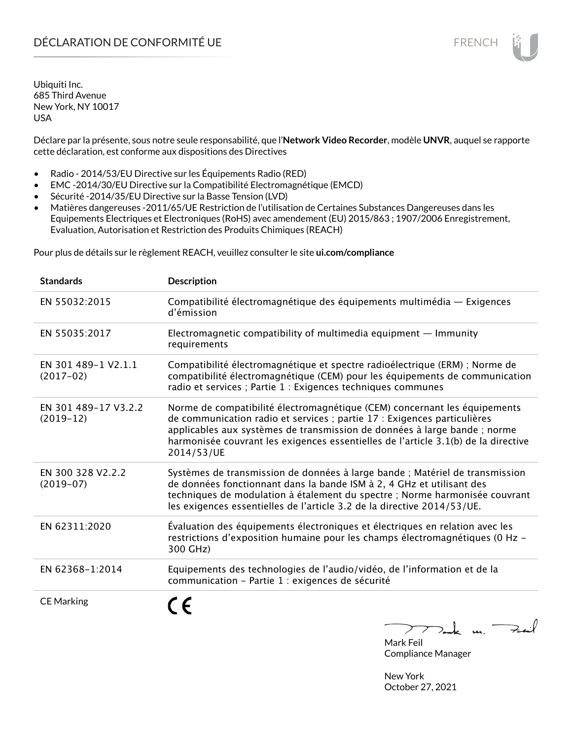# DÉCLARATION DE CONFORMITÉ UE

Ubiquiti Inc.
685 Third Avenue
New York, NY 10017
USA

Déclare par la présente, sous notre seule responsabilité, que l'**Network Video Recorder**, modèle **UNVR**, auquel se rapporte cette déclaration, est conforme aux dispositions des Directives

- Radio - 2014/53/EU Directive sur les Équipements Radio (RED)
- EMC -2014/30/EU Directive sur la Compatibilité Electromagnétique (EMCD)
- Sécurité -2014/35/EU Directive sur la Basse Tension (LVD)
- Matières dangereuses -2011/65/UE Restriction de l'utilisation de Certaines Substances Dangereuses dans les Equipements Electriques et Electroniques (RoHS) avec amendement (EU) 2015/863 ; 1907/2006 Enregistrement, Evaluation, Autorisation et Restriction des Produits Chimiques (REACH)

Pour plus de détails sur le règlement REACH, veuillez consulter le site **ui.com/compliance**

| **Standards** | **Description** |
|---|---|
| EN 55032:2015 | Compatibilité électromagnétique des équipements multimédia — Exigences d'émission |
| EN 55035:2017 | Electromagnetic compatibility of multimedia equipment — Immunity requirements |
| EN 301 489-1 V2.1.1 (2017-02) | Compatibilité électromagnétique et spectre radioélectrique (ERM) ; Norme de compatibilité électromagnétique (CEM) pour les équipements de communication radio et services ; Partie 1 : Exigences techniques communes |
| EN 301 489-17 V3.2.2 (2019-12) | Norme de compatibilité électromagnétique (CEM) concernant les équipements de communication radio et services ; partie 17 : Exigences particulières applicables aux systèmes de transmission de données à large bande ; norme harmonisée couvrant les exigences essentielles de l'article 3.1(b) de la directive 2014/53/UE |
| EN 300 328 V2.2.2 (2019-07) | Systèmes de transmission de données à large bande ; Matériel de transmission de données fonctionnant dans la bande ISM à 2, 4 GHz et utilisant des techniques de modulation à étalement du spectre ; Norme harmonisée couvrant les exigences essentielles de l'article 3.2 de la directive 2014/53/UE. |
| EN 62311:2020 | Évaluation des équipements électroniques et électriques en relation avec les restrictions d'exposition humaine pour les champs électromagnétiques (0 Hz - 300 GHz) |
| EN 62368-1:2014 | Equipements des technologies de l'audio/vidéo, de l'information et de la communication - Partie 1 : exigences de sécurité |
| CE Marking | CE |

Mark Feil
Compliance Manager

New York
October 27, 2021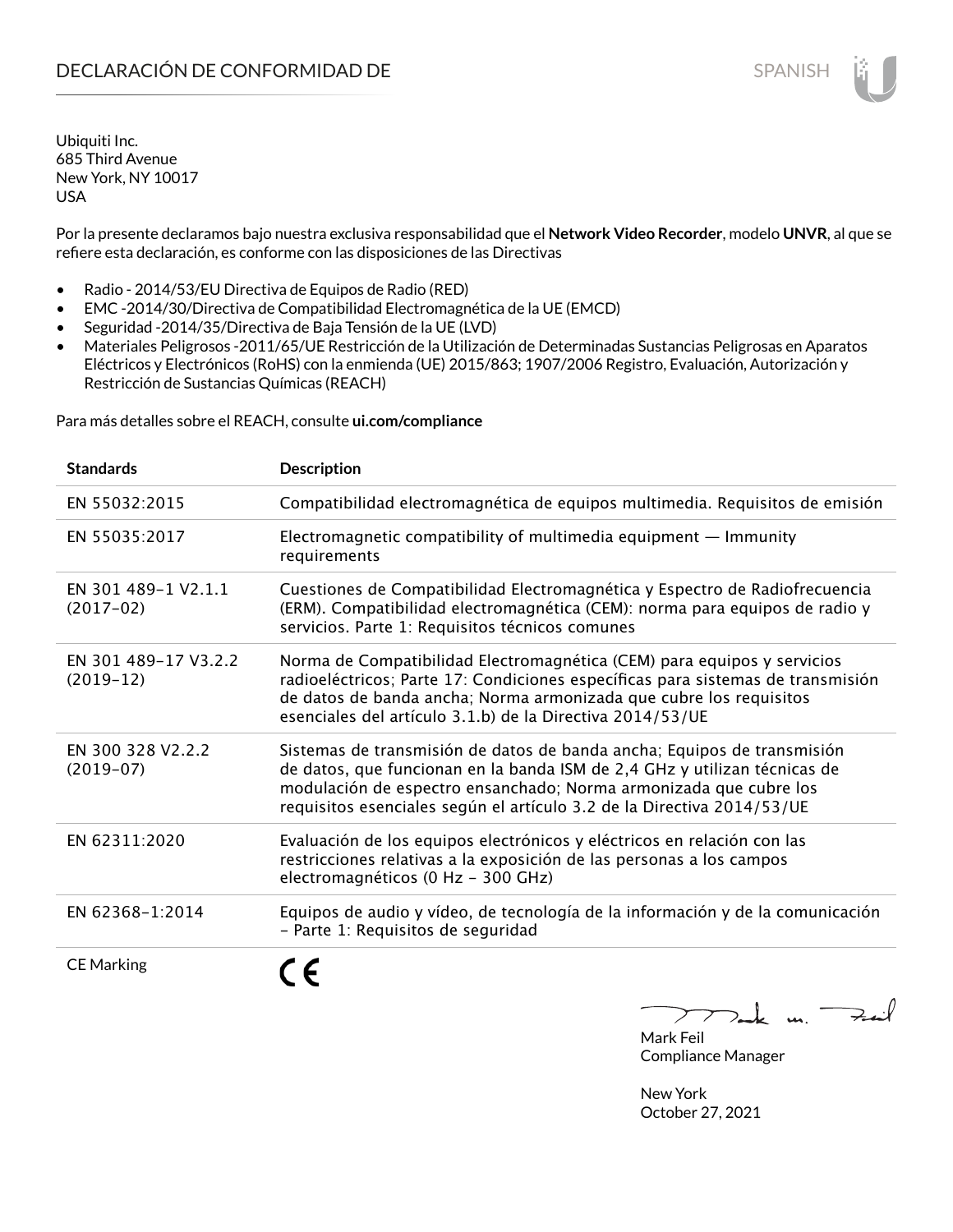# DECLARACIÓN DE CONFORMIDAD DE

Ubiquiti Inc.
685 Third Avenue
New York, NY 10017
USA

Por la presente declaramos bajo nuestra exclusiva responsabilidad que el **Network Video Recorder**, modelo **UNVR**, al que se refiere esta declaración, es conforme con las disposiciones de las Directivas

- Radio - 2014/53/EU Directiva de Equipos de Radio (RED)
- EMC -2014/30/Directiva de Compatibilidad Electromagnética de la UE (EMCD)
- Seguridad -2014/35/Directiva de Baja Tensión de la UE (LVD)
- Materiales Peligrosos -2011/65/UE Restricción de la Utilización de Determinadas Sustancias Peligrosas en Aparatos Eléctricos y Electrónicos (RoHS) con la enmienda (UE) 2015/863; 1907/2006 Registro, Evaluación, Autorización y Restricción de Sustancias Químicas (REACH)

Para más detalles sobre el REACH, consulte **ui.com/compliance**

| Standards | Description |
|---|---|
| EN 55032:2015 | Compatibilidad electromagnética de equipos multimedia. Requisitos de emisión |
| EN 55035:2017 | Electromagnetic compatibility of multimedia equipment — Immunity requirements |
| EN 301 489-1 V2.1.1 (2017-02) | Cuestiones de Compatibilidad Electromagnética y Espectro de Radiofrecuencia (ERM). Compatibilidad electromagnética (CEM): norma para equipos de radio y servicios. Parte 1: Requisitos técnicos comunes |
| EN 301 489-17 V3.2.2 (2019-12) | Norma de Compatibilidad Electromagnética (CEM) para equipos y servicios radioeléctricos; Parte 17: Condiciones específicas para sistemas de transmisión de datos de banda ancha; Norma armonizada que cubre los requisitos esenciales del artículo 3.1.b) de la Directiva 2014/53/UE |
| EN 300 328 V2.2.2 (2019-07) | Sistemas de transmisión de datos de banda ancha; Equipos de transmisión de datos, que funcionan en la banda ISM de 2,4 GHz y utilizan técnicas de modulación de espectro ensanchado; Norma armonizada que cubre los requisitos esenciales según el artículo 3.2 de la Directiva 2014/53/UE |
| EN 62311:2020 | Evaluación de los equipos electrónicos y eléctricos en relación con las restricciones relativas a la exposición de las personas a los campos electromagnéticos (0 Hz - 300 GHz) |
| EN 62368-1:2014 | Equipos de audio y vídeo, de tecnología de la información y de la comunicación - Parte 1: Requisitos de seguridad |
| CE Marking | CE |

Mark Feil
Compliance Manager

New York
October 27, 2021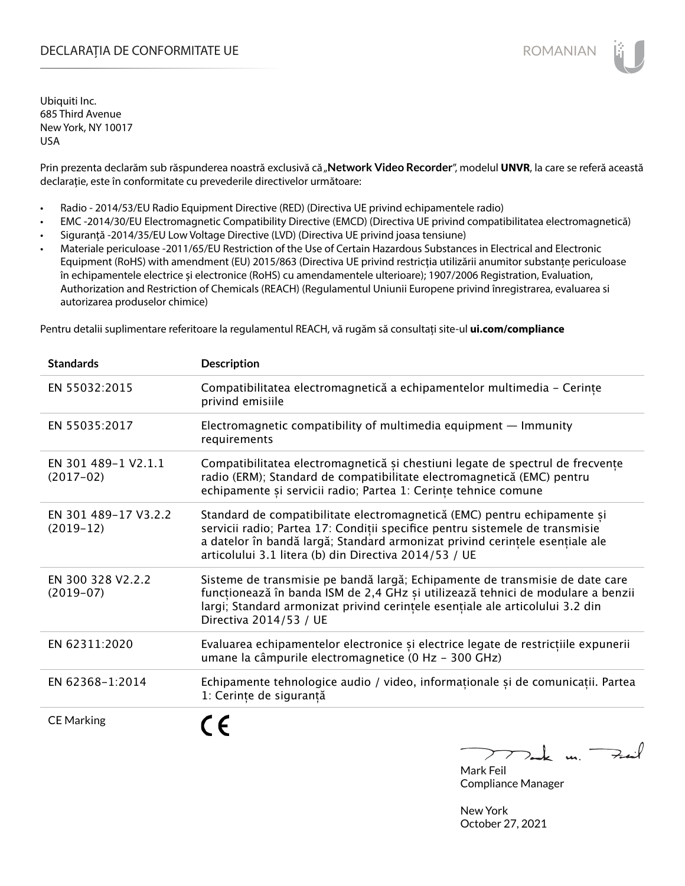# DECLARAȚIA DE CONFORMITATE UE

Ubiquiti Inc.
685 Third Avenue
New York, NY 10017
USA

Prin prezenta declarăm sub răspunderea noastră exclusivă că „**Network Video Recorder**", modelul **UNVR**, la care se referă această declarație, este în conformitate cu prevederile directivelor următoare:

- Radio - 2014/53/EU Radio Equipment Directive (RED) (Directiva UE privind echipamentele radio)
- EMC -2014/30/EU Electromagnetic Compatibility Directive (EMCD) (Directiva UE privind compatibilitatea electromagnetică)
- Siguranță -2014/35/EU Low Voltage Directive (LVD) (Directiva UE privind joasa tensiune)
- Materiale periculoase -2011/65/EU Restriction of the Use of Certain Hazardous Substances in Electrical and Electronic Equipment (RoHS) with amendment (EU) 2015/863 (Directiva UE privind restricția utilizării anumitor substanțe periculoase în echipamentele electrice și electronice (RoHS) cu amendamentele ulterioare); 1907/2006 Registration, Evaluation, Authorization and Restriction of Chemicals (REACH) (Regulamentul Uniunii Europene privind înregistrarea, evaluarea si autorizarea produselor chimice)

Pentru detalii suplimentare referitoare la regulamentul REACH, vă rugăm să consultați site-ul **ui.com/compliance**

| Standards | Description |
|---|---|
| EN 55032:2015 | Compatibilitatea electromagnetică a echipamentelor multimedia - Cerințe privind emisiile |
| EN 55035:2017 | Electromagnetic compatibility of multimedia equipment — Immunity requirements |
| EN 301 489-1 V2.1.1 (2017-02) | Compatibilitatea electromagnetică și chestiuni legate de spectrul de frecvențe radio (ERM); Standard de compatibilitate electromagnetică (EMC) pentru echipamente și servicii radio; Partea 1: Cerințe tehnice comune |
| EN 301 489-17 V3.2.2 (2019-12) | Standard de compatibilitate electromagnetică (EMC) pentru echipamente și servicii radio; Partea 17: Condiții specifice pentru sistemele de transmisie a datelor în bandă largă; Standard armonizat privind cerințele esențiale ale articolului 3.1 litera (b) din Directiva 2014/53 / UE |
| EN 300 328 V2.2.2 (2019-07) | Sisteme de transmisie pe bandă largă; Echipamente de transmisie de date care funcționează în banda ISM de 2,4 GHz și utilizează tehnici de modulare a benzii largi; Standard armonizat privind cerințele esențiale ale articolului 3.2 din Directiva 2014/53 / UE |
| EN 62311:2020 | Evaluarea echipamentelor electronice și electrice legate de restricțiile expunerii umane la câmpurile electromagnetice (0 Hz - 300 GHz) |
| EN 62368-1:2014 | Echipamente tehnologice audio / video, informaționale și de comunicații. Partea 1: Cerințe de siguranță |
| CE Marking | CE |

Mark Feil
Compliance Manager

New York
October 27, 2021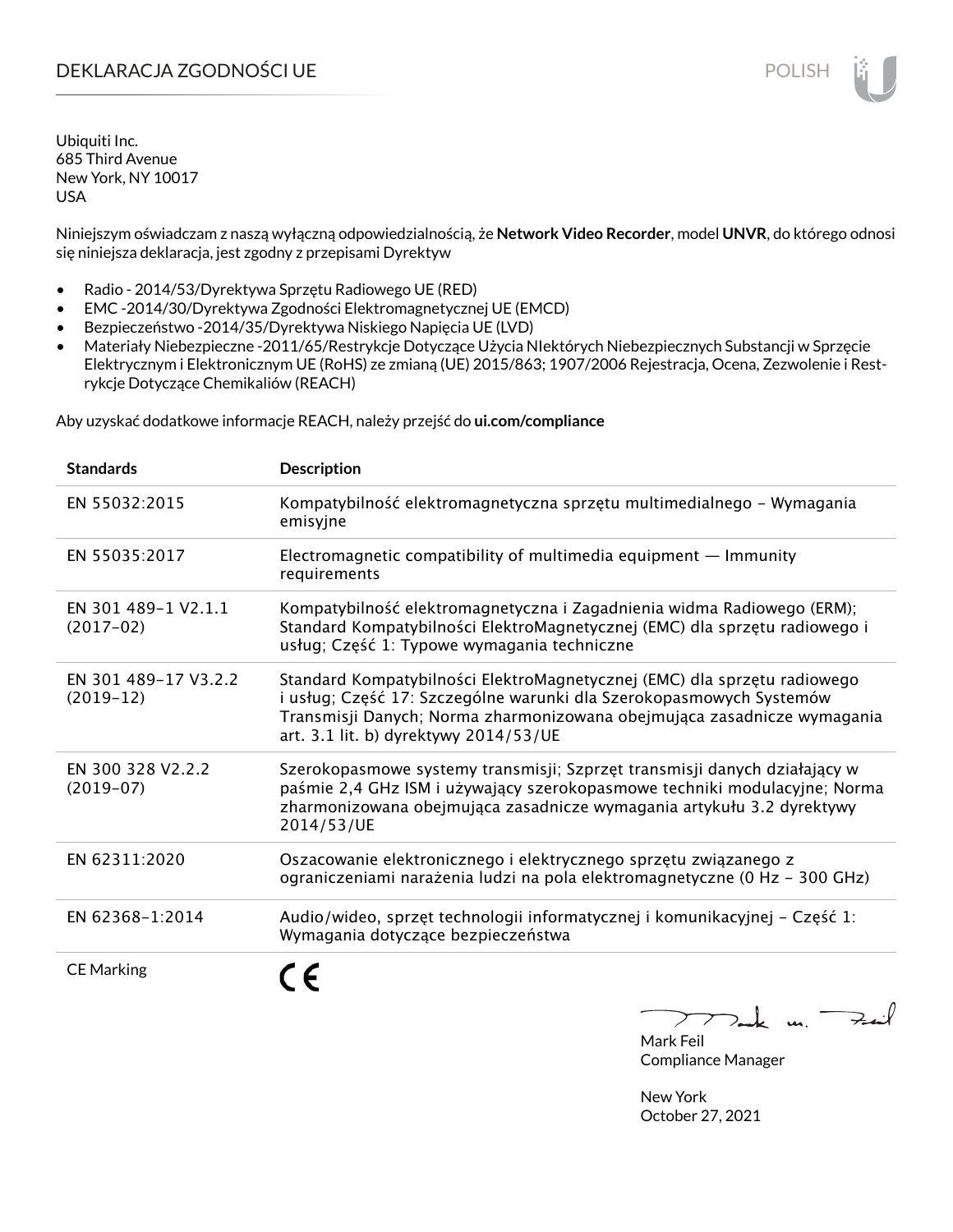# DEKLARACJA ZGODNOŚCI UE

POLISH

Ubiquiti Inc.
685 Third Avenue
New York, NY 10017
USA

Niniejszym oświadczam z naszą wyłączną odpowiedzialnością, że **Network Video Recorder**, model **UNVR**, do którego odnosi się niniejsza deklaracja, jest zgodny z przepisami Dyrektyw

- Radio - 2014/53/Dyrektywa Sprzętu Radiowego UE (RED)
- EMC -2014/30/Dyrektywa Zgodności Elektromagnetycznej UE (EMCD)
- Bezpieczeństwo -2014/35/Dyrektywa Niskiego Napięcia UE (LVD)
- Materiały Niebezpieczne -2011/65/Restrykcje Dotyczące Użycia NIektórych Niebezpiecznych Substancji w Sprzęcie Elektrycznym i Elektronicznym UE (RoHS) ze zmianą (UE) 2015/863; 1907/2006 Rejestracja, Ocena, Zezwolenie i Restrykcje Dotyczące Chemikaliów (REACH)

Aby uzyskać dodatkowe informacje REACH, należy przejść do **ui.com/compliance**

| Standards | Description |
|---|---|
| EN 55032:2015 | Kompatybilność elektromagnetyczna sprzętu multimedialnego – Wymagania emisyjne |
| EN 55035:2017 | Electromagnetic compatibility of multimedia equipment — Immunity requirements |
| EN 301 489-1 V2.1.1 (2017-02) | Kompatybilność elektromagnetyczna i Zagadnienia widma Radiowego (ERM); Standard Kompatybilności ElektroMagnetycznej (EMC) dla sprzętu radiowego i usług; Część 1: Typowe wymagania techniczne |
| EN 301 489-17 V3.2.2 (2019-12) | Standard Kompatybilności ElektroMagnetycznej (EMC) dla sprzętu radiowego i usług; Część 17: Szczególne warunki dla Szerokopasmowych Systemów Transmisji Danych; Norma zharmonizowana obejmująca zasadnicze wymagania art. 3.1 lit. b) dyrektywy 2014/53/UE |
| EN 300 328 V2.2.2 (2019-07) | Szerokopasmowe systemy transmisji; Szprzęt transmisji danych działający w paśmie 2,4 GHz ISM i używający szerokopasmowe techniki modulacyjne; Norma zharmonizowana obejmująca zasadnicze wymagania artykułu 3.2 dyrektywy 2014/53/UE |
| EN 62311:2020 | Oszacowanie elektronicznego i elektrycznego sprzętu związanego z ograniczeniami narażenia ludzi na pola elektromagnetyczne (0 Hz – 300 GHz) |
| EN 62368-1:2014 | Audio/wideo, sprzęt technologii informatycznej i komunikacyjnej – Część 1: Wymagania dotyczące bezpieczeństwa |
| CE Marking | CE |

Mark Feil
Compliance Manager

New York
October 27, 2021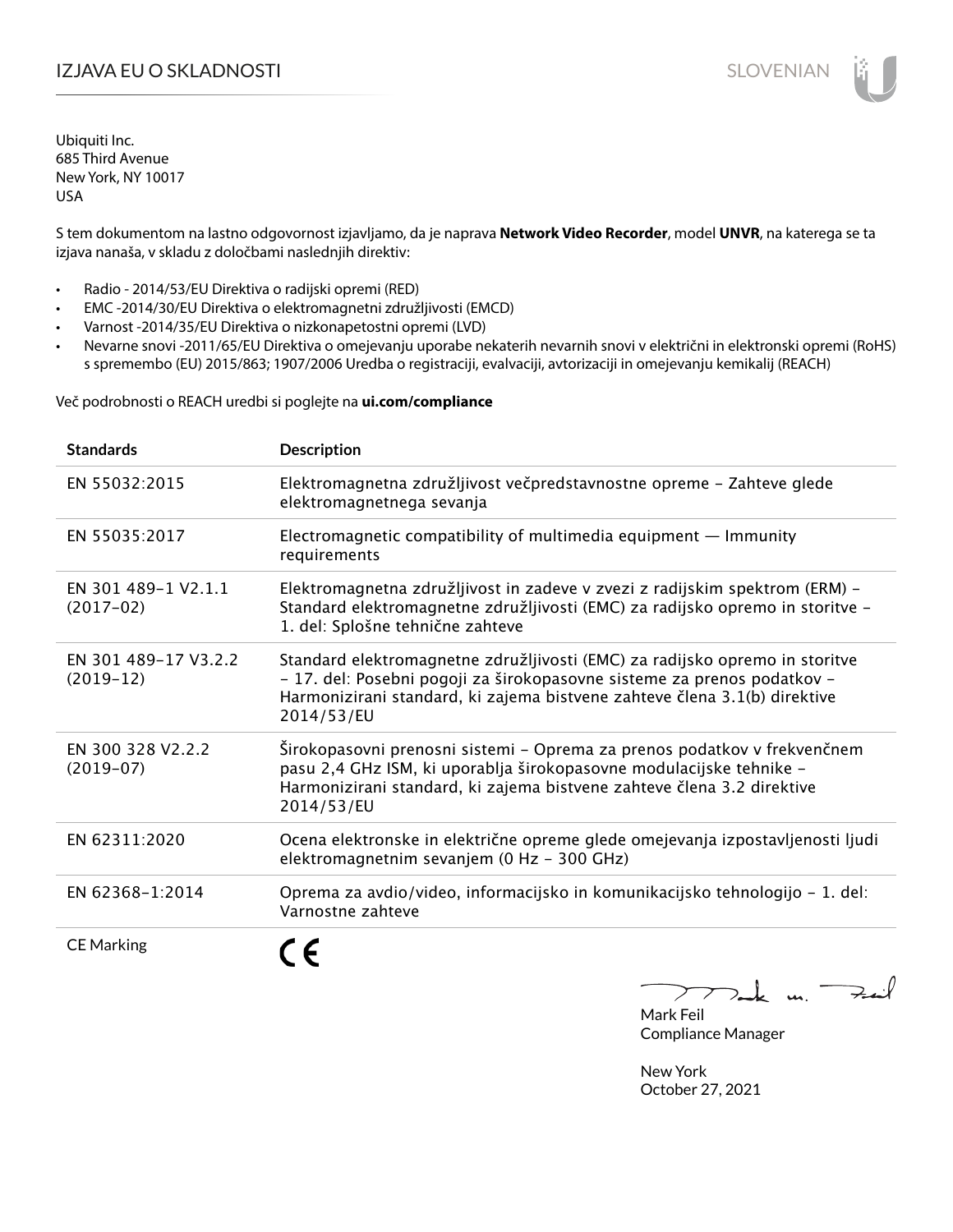# IZJAVA EU O SKLADNOSTI

Ubiquiti Inc.
685 Third Avenue
New York, NY 10017
USA

S tem dokumentom na lastno odgovornost izjavljamo, da je naprava **Network Video Recorder**, model **UNVR**, na katerega se ta izjava nanaša, v skladu z določbami naslednjih direktiv:

- Radio - 2014/53/EU Direktiva o radijski opremi (RED)
- EMC -2014/30/EU Direktiva o elektromagnetni združljivosti (EMCD)
- Varnost -2014/35/EU Direktiva o nizkonapetostni opremi (LVD)
- Nevarne snovi -2011/65/EU Direktiva o omejevanju uporabe nekaterih nevarnih snovi v električni in elektronski opremi (RoHS) s spremembo (EU) 2015/863; 1907/2006 Uredba o registraciji, evalvaciji, avtorizaciji in omejevanju kemikalij (REACH)

Več podrobnosti o REACH uredbi si poglejte na **ui.com/compliance**

| Standards | Description |
|---|---|
| EN 55032:2015 | Elektromagnetna združljivost večpredstavnostne opreme – Zahteve glede elektromagnetnega sevanja |
| EN 55035:2017 | Electromagnetic compatibility of multimedia equipment — Immunity requirements |
| EN 301 489-1 V2.1.1 (2017-02) | Elektromagnetna združljivost in zadeve v zvezi z radijskim spektrom (ERM) – Standard elektromagnetne združljivosti (EMC) za radijsko opremo in storitve – 1. del: Splošne tehnične zahteve |
| EN 301 489-17 V3.2.2 (2019-12) | Standard elektromagnetne združljivosti (EMC) za radijsko opremo in storitve – 17. del: Posebni pogoji za širokopasovne sisteme za prenos podatkov – Harmonizirani standard, ki zajema bistvene zahteve člena 3.1(b) direktive 2014/53/EU |
| EN 300 328 V2.2.2 (2019-07) | Širokopasovni prenosni sistemi – Oprema za prenos podatkov v frekvenčnem pasu 2,4 GHz ISM, ki uporablja širokopasovne modulacijske tehnike – Harmonizirani standard, ki zajema bistvene zahteve člena 3.2 direktive 2014/53/EU |
| EN 62311:2020 | Ocena elektronske in električne opreme glede omejevanja izpostavljenosti ljudi elektromagnetnim sevanjem (0 Hz – 300 GHz) |
| EN 62368-1:2014 | Oprema za avdio/video, informacijsko in komunikacijsko tehnologijo – 1. del: Varnostne zahteve |
| CE Marking | CE |

Mark Feil
Compliance Manager

New York
October 27, 2021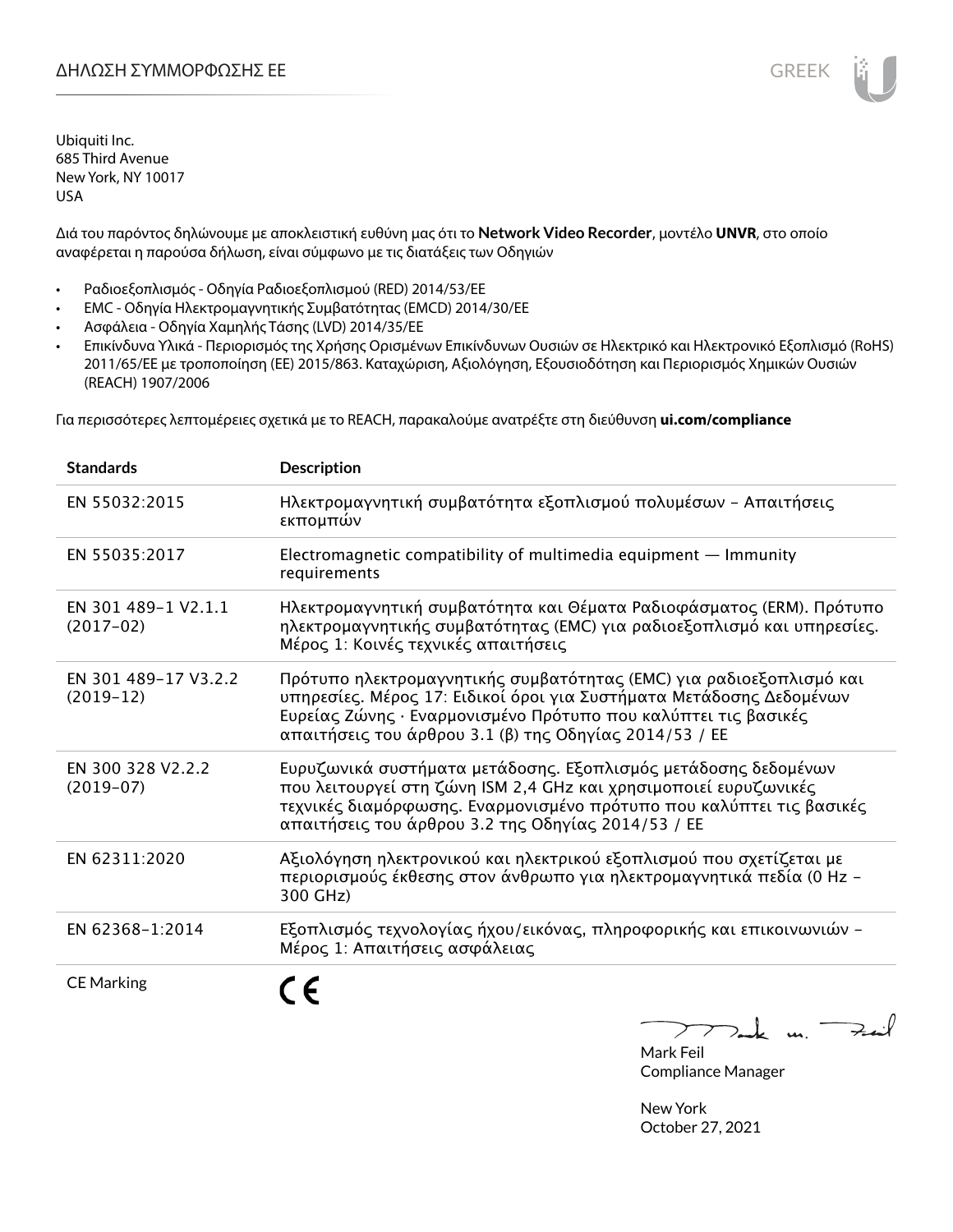# ΔΗΛΩΣΗ ΣΥΜΜΟΡΦΩΣΗΣ ΕΕ

Ubiquiti Inc.
685 Third Avenue
New York, NY 10017
USA

Διά του παρόντος δηλώνουμε με αποκλειστική ευθύνη μας ότι το **Network Video Recorder**, μοντέλο **UNVR**, στο οποίο αναφέρεται η παρούσα δήλωση, είναι σύμφωνο με τις διατάξεις των Οδηγιών

- Ραδιοεξοπλισμός - Οδηγία Ραδιοεξοπλισμού (RED) 2014/53/ΕΕ
- EMC - Οδηγία Ηλεκτρομαγνητικής Συμβατότητας (EMCD) 2014/30/ΕΕ
- Ασφάλεια - Οδηγία Χαμηλής Τάσης (LVD) 2014/35/ΕΕ
- Επικίνδυνα Υλικά - Περιορισμός της Χρήσης Ορισμένων Επικίνδυνων Ουσιών σε Ηλεκτρικό και Ηλεκτρονικό Εξοπλισμό (RoHS) 2011/65/ΕΕ με τροποποίηση (ΕΕ) 2015/863. Καταχώριση, Αξιολόγηση, Εξουσιοδότηση και Περιορισμός Χημικών Ουσιών (REACH) 1907/2006

Για περισσότερες λεπτομέρειες σχετικά με το REACH, παρακαλούμε ανατρέξτε στη διεύθυνση **ui.com/compliance**

| Standards | Description |
|---|---|
| EN 55032:2015 | Ηλεκτρομαγνητική συμβατότητα εξοπλισμού πολυμέσων – Απαιτήσεις εκπομπών |
| EN 55035:2017 | Electromagnetic compatibility of multimedia equipment — Immunity requirements |
| EN 301 489-1 V2.1.1 (2017-02) | Ηλεκτρομαγνητική συμβατότητα και Θέματα Ραδιοφάσματος (ERM). Πρότυπο ηλεκτρομαγνητικής συμβατότητας (EMC) για ραδιοεξοπλισμό και υπηρεσίες. Μέρος 1: Κοινές τεχνικές απαιτήσεις |
| EN 301 489-17 V3.2.2 (2019-12) | Πρότυπο ηλεκτρομαγνητικής συμβατότητας (EMC) για ραδιοεξοπλισμό και υπηρεσίες. Μέρος 17: Ειδικοί όροι για Συστήματα Μετάδοσης Δεδομένων Ευρείας Ζώνης · Εναρμονισμένο Πρότυπο που καλύπτει τις βασικές απαιτήσεις του άρθρου 3.1 (β) της Οδηγίας 2014/53 / ΕΕ |
| EN 300 328 V2.2.2 (2019-07) | Ευρυζωνικά συστήματα μετάδοσης. Εξοπλισμός μετάδοσης δεδομένων που λειτουργεί στη ζώνη ISM 2,4 GHz και χρησιμοποιεί ευρυζωνικές τεχνικές διαμόρφωσης. Εναρμονισμένο πρότυπο που καλύπτει τις βασικές απαιτήσεις του άρθρου 3.2 της Οδηγίας 2014/53 / ΕΕ |
| EN 62311:2020 | Αξιολόγηση ηλεκτρονικού και ηλεκτρικού εξοπλισμού που σχετίζεται με περιορισμούς έκθεσης στον άνθρωπο για ηλεκτρομαγνητικά πεδία (0 Hz – 300 GHz) |
| EN 62368-1:2014 | Εξοπλισμός τεχνολογίας ήχου/εικόνας, πληροφορικής και επικοινωνιών – Μέρος 1: Απαιτήσεις ασφάλειας |
| CE Marking | CE |

Mark Feil
Compliance Manager

New York
October 27, 2021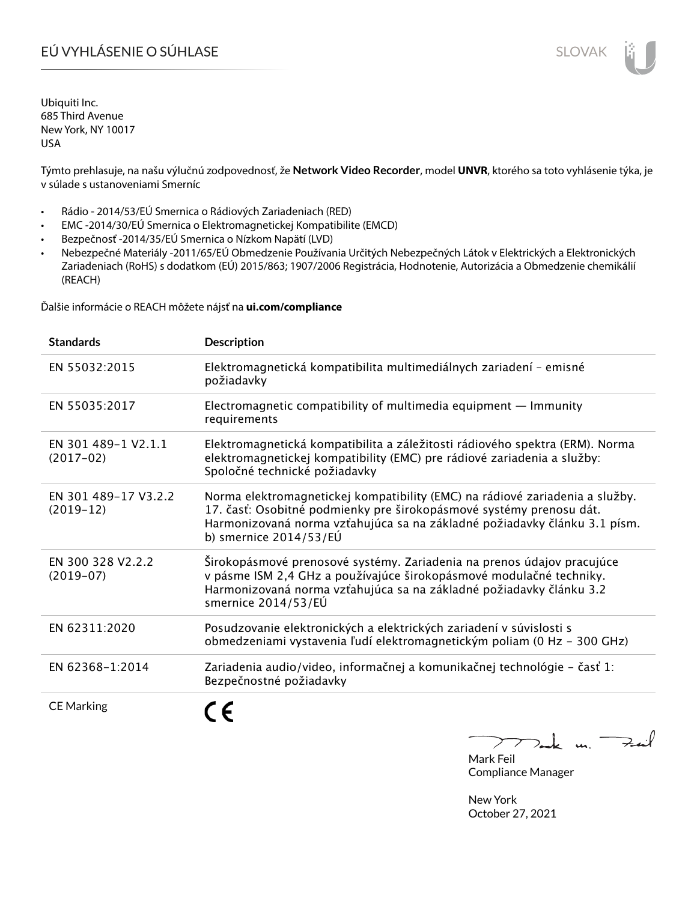# EÚ VYHLÁSENIE O SÚHLASE

Ubiquiti Inc.
685 Third Avenue
New York, NY 10017
USA

Týmto prehlasuje, na našu výlučnú zodpovednosť, že **Network Video Recorder**, model **UNVR**, ktorého sa toto vyhlásenie týka, je v súlade s ustanoveniami Smerníc

- Rádio - 2014/53/EÚ Smernica o Rádiových Zariadeniach (RED)
- EMC -2014/30/EÚ Smernica o Elektromagnetickej Kompatibilite (EMCD)
- Bezpečnosť -2014/35/EÚ Smernica o Nízkom Napätí (LVD)
- Nebezpečné Materiály -2011/65/EÚ Obmedzenie Používania Určitých Nebezpečných Látok v Elektrických a Elektronických Zariadeniach (RoHS) s dodatkom (EÚ) 2015/863; 1907/2006 Registrácia, Hodnotenie, Autorizácia a Obmedzenie chemikálií (REACH)

Ďalšie informácie o REACH môžete nájsť na **ui.com/compliance**

| Standards | Description |
|---|---|
| EN 55032:2015 | Elektromagnetická kompatibilita multimediálnych zariadení - emisné požiadavky |
| EN 55035:2017 | Electromagnetic compatibility of multimedia equipment — Immunity requirements |
| EN 301 489-1 V2.1.1 (2017-02) | Elektromagnetická kompatibilita a záležitosti rádiového spektra (ERM). Norma elektromagnetickej kompatibility (EMC) pre rádiové zariadenia a služby: Spoločné technické požiadavky |
| EN 301 489-17 V3.2.2 (2019-12) | Norma elektromagnetickej kompatibility (EMC) na rádiové zariadenia a služby. 17. časť: Osobitné podmienky pre širokopásmové systémy prenosu dát. Harmonizovaná norma vzťahujúca sa na základné požiadavky článku 3.1 písm. b) smernice 2014/53/EÚ |
| EN 300 328 V2.2.2 (2019-07) | Širokopásmové prenosové systémy. Zariadenia na prenos údajov pracujúce v pásme ISM 2,4 GHz a používajúce širokopásmové modulačné techniky. Harmonizovaná norma vzťahujúca sa na základné požiadavky článku 3.2 smernice 2014/53/EÚ |
| EN 62311:2020 | Posudzovanie elektronických a elektrických zariadení v súvislosti s obmedzeniami vystavenia ľudí elektromagnetickým poliam (0 Hz - 300 GHz) |
| EN 62368-1:2014 | Zariadenia audio/video, informačnej a komunikačnej technológie - časť 1: Bezpečnostné požiadavky |
| CE Marking | CE |

Mark Feil
Compliance Manager

New York
October 27, 2021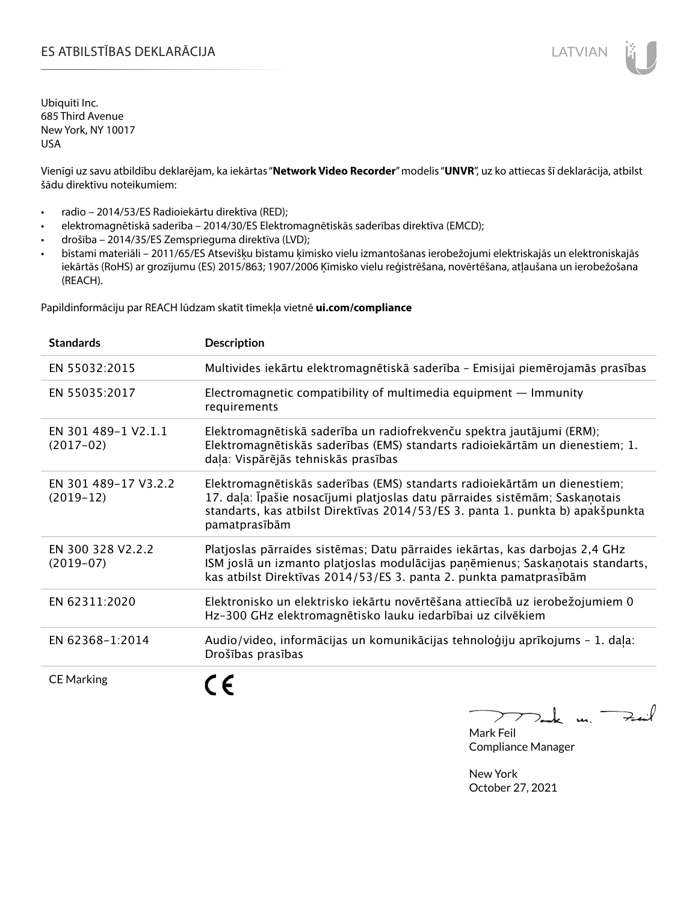# ES ATBILSTĪBAS DEKLARĀCIJA

Ubiquiti Inc.
685 Third Avenue
New York, NY 10017
USA

Vienīgi uz savu atbildību deklarējam, ka iekārtas "**Network Video Recorder**" modelis "**UNVR**", uz ko attiecas šī deklarācija, atbilst šādu direktīvu noteikumiem:

- radio – 2014/53/ES Radioiekārtu direktīva (RED);
- elektromagnētiskā saderība – 2014/30/ES Elektromagnētiskās saderības direktīva (EMCD);
- drošība – 2014/35/ES Zemsprieguma direktīva (LVD);
- bīstami materiāli – 2011/65/ES Atsevišķu bīstamu ķīmisko vielu izmantošanas ierobežojumi elektriskajās un elektroniskajās iekārtās (RoHS) ar grozījumu (ES) 2015/863; 1907/2006 Ķīmisko vielu reģistrēšana, novērtēšana, atļaušana un ierobežošana (REACH).

Papildinformāciju par REACH lūdzam skatīt tīmekļa vietnē **ui.com/compliance**

| Standards | Description |
|---|---|
| EN 55032:2015 | Multivides iekārtu elektromagnētiskā saderība - Emisijai piemērojamās prasības |
| EN 55035:2017 | Electromagnetic compatibility of multimedia equipment — Immunity requirements |
| EN 301 489-1 V2.1.1 (2017-02) | Elektromagnētiskā saderība un radiofrekvenču spektra jautājumi (ERM); Elektromagnētiskās saderības (EMS) standarts radioiekārtām un dienestiem; 1. daļa: Vispārējās tehniskās prasības |
| EN 301 489-17 V3.2.2 (2019-12) | Elektromagnētiskās saderības (EMS) standarts radioiekārtām un dienestiem; 17. daļa: Īpašie nosacījumi platjoslas datu pārraides sistēmām; Saskaņotais standarts, kas atbilst Direktīvas 2014/53/ES 3. panta 1. punkta b) apakšpunkta pamatprasībām |
| EN 300 328 V2.2.2 (2019-07) | Platjoslas pārraides sistēmas; Datu pārraides iekārtas, kas darbojas 2,4 GHz ISM joslā un izmanto platjoslas modulācijas paņēmienus; Saskaņotais standarts, kas atbilst Direktīvas 2014/53/ES 3. panta 2. punkta pamatprasībām |
| EN 62311:2020 | Elektronisko un elektrisko iekārtu novērtēšana attiecībā uz ierobežojumiem 0 Hz-300 GHz elektromagnētisko lauku iedarbībai uz cilvēkiem |
| EN 62368-1:2014 | Audio/video, informācijas un komunikācijas tehnoloģiju aprīkojums - 1. daļa: Drošības prasības |
| CE Marking | CE |

Mark Feil
Compliance Manager

New York
October 27, 2021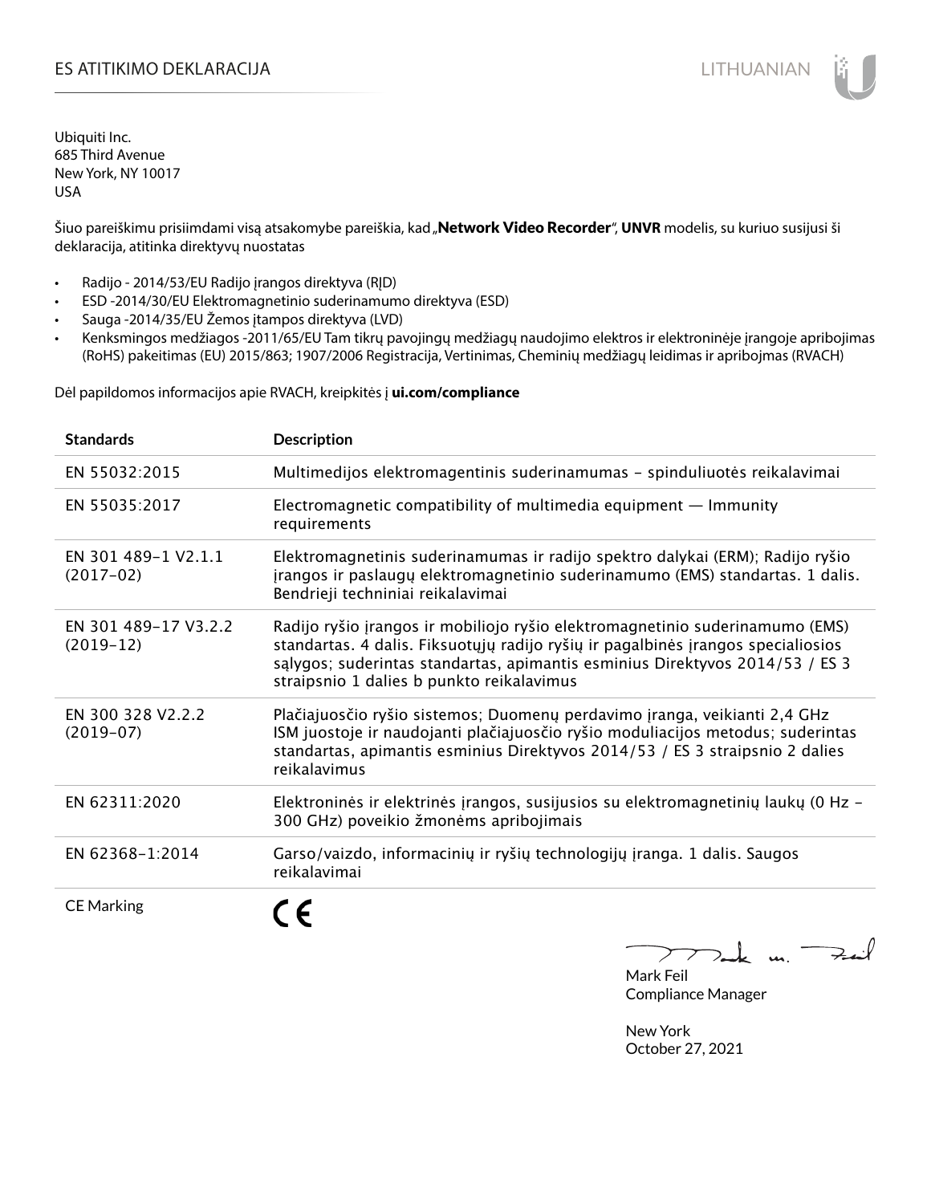# ES ATITIKIMO DEKLARACIJA

LITHUANIAN

Ubiquiti Inc.
685 Third Avenue
New York, NY 10017
USA

Šiuo pareiškimu prisiimdami visą atsakomybe pareiškia, kad „**Network Video Recorder**", **UNVR** modelis, su kuriuo susijusi ši deklaracija, atitinka direktyvų nuostatas

- Radijo - 2014/53/EU Radijo įrangos direktyva (RĮD)
- ESD -2014/30/EU Elektromagnetinio suderinamumo direktyva (ESD)
- Sauga -2014/35/EU Žemos įtampos direktyva (LVD)
- Kenksmingos medžiagos -2011/65/EU Tam tikrų pavojingų medžiagų naudojimo elektros ir elektroninėje įrangoje apribojimas (RoHS) pakeitimas (EU) 2015/863; 1907/2006 Registracija, Vertinimas, Cheminių medžiagų leidimas ir apribojmas (RVACH)

Dėl papildomos informacijos apie RVACH, kreipkitės į **ui.com/compliance**

| Standards | Description |
|---|---|
| EN 55032:2015 | Multimedijos elektromagentinis suderinamumas – spinduliuotės reikalavimai |
| EN 55035:2017 | Electromagnetic compatibility of multimedia equipment — Immunity requirements |
| EN 301 489-1 V2.1.1 (2017-02) | Elektromagnetinis suderinamumas ir radijo spektro dalykai (ERM); Radijo ryšio įrangos ir paslaugų elektromagnetinio suderinamumo (EMS) standartas. 1 dalis. Bendrieji techniniai reikalavimai |
| EN 301 489-17 V3.2.2 (2019-12) | Radijo ryšio įrangos ir mobiliojo ryšio elektromagnetinio suderinamumo (EMS) standartas. 4 dalis. Fiksuotųjų radijo ryšių ir pagalbinės įrangos specialiosios sąlygos; suderintas standartas, apimantis esminius Direktyvos 2014/53 / ES 3 straipsnio 1 dalies b punkto reikalavimus |
| EN 300 328 V2.2.2 (2019-07) | Plačiajuosčio ryšio sistemos; Duomenų perdavimo įranga, veikianti 2,4 GHz ISM juostoje ir naudojanti plačiajuosčio ryšio moduliacijos metodus; suderintas standartas, apimantis esminius Direktyvos 2014/53 / ES 3 straipsnio 2 dalies reikalavimus |
| EN 62311:2020 | Elektroninės ir elektrinės įrangos, susijusios su elektromagnetinių laukų (0 Hz – 300 GHz) poveikio žmonėms apribojimais |
| EN 62368-1:2014 | Garso/vaizdo, informacinių ir ryšių technologijų įranga. 1 dalis. Saugos reikalavimai |
| CE Marking | CE |

Mark Feil
Compliance Manager

New York
October 27, 2021